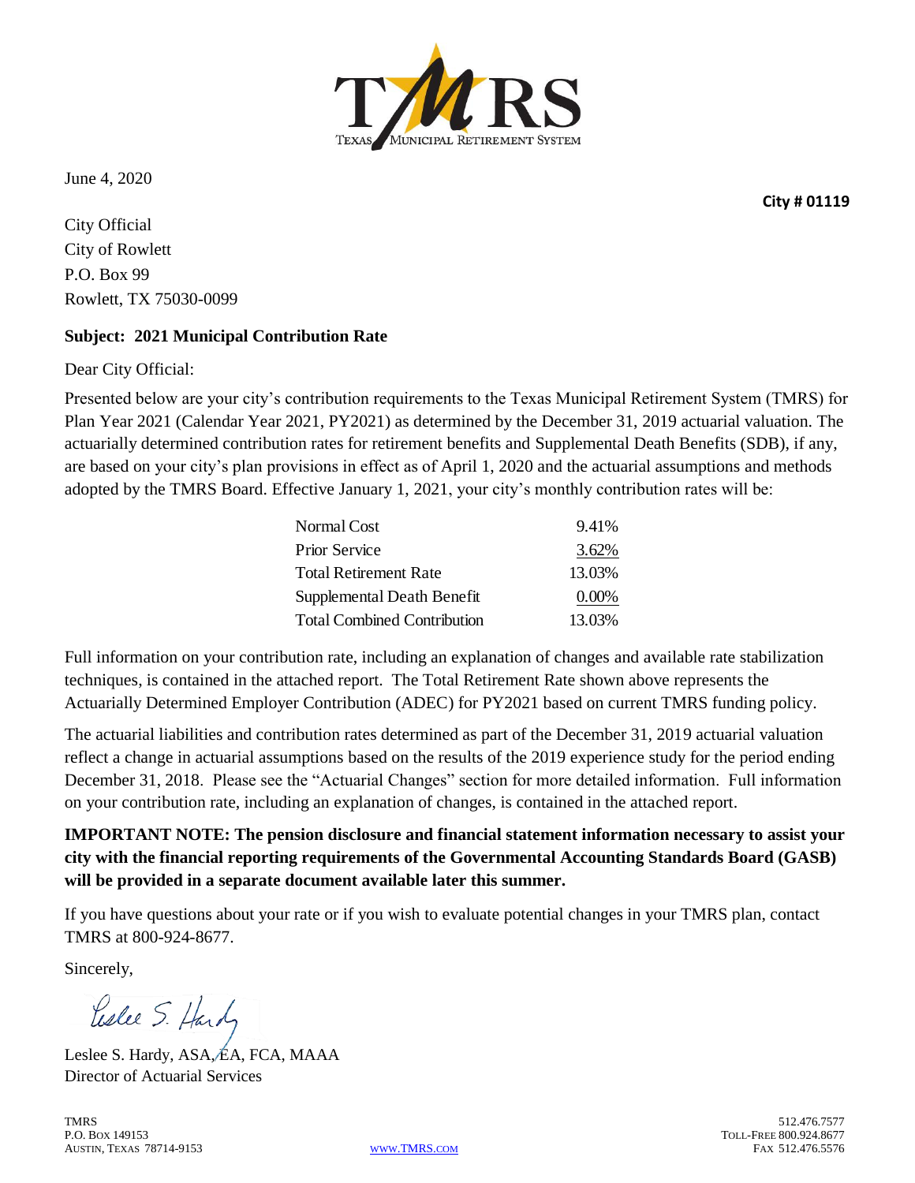TMRS — Texas Municipal Retirement System

June 4, 2020

**City # 01119**

City Official
City of Rowlett
P.O. Box 99
Rowlett, TX 75030-0099

**Subject: 2021 Municipal Contribution Rate**

Dear City Official:

Presented below are your city's contribution requirements to the Texas Municipal Retirement System (TMRS) for Plan Year 2021 (Calendar Year 2021, PY2021) as determined by the December 31, 2019 actuarial valuation. The actuarially determined contribution rates for retirement benefits and Supplemental Death Benefits (SDB), if any, are based on your city's plan provisions in effect as of April 1, 2020 and the actuarial assumptions and methods adopted by the TMRS Board. Effective January 1, 2021, your city's monthly contribution rates will be:

| | |
|---|---|
| Normal Cost | 9.41% |
| Prior Service | 3.62% |
| Total Retirement Rate | 13.03% |
| Supplemental Death Benefit | 0.00% |
| Total Combined Contribution | 13.03% |

Full information on your contribution rate, including an explanation of changes and available rate stabilization techniques, is contained in the attached report. The Total Retirement Rate shown above represents the Actuarially Determined Employer Contribution (ADEC) for PY2021 based on current TMRS funding policy.

The actuarial liabilities and contribution rates determined as part of the December 31, 2019 actuarial valuation reflect a change in actuarial assumptions based on the results of the 2019 experience study for the period ending December 31, 2018. Please see the "Actuarial Changes" section for more detailed information. Full information on your contribution rate, including an explanation of changes, is contained in the attached report.

**IMPORTANT NOTE: The pension disclosure and financial statement information necessary to assist your city with the financial reporting requirements of the Governmental Accounting Standards Board (GASB) will be provided in a separate document available later this summer.**

If you have questions about your rate or if you wish to evaluate potential changes in your TMRS plan, contact TMRS at 800-924-8677.

Sincerely,

Leslee S. Hardy, ASA, EA, FCA, MAAA
Director of Actuarial Services

TMRS
P.O. Box 149153
Austin, Texas 78714-9153

WWW.TMRS.COM

512.476.7577
Toll-Free 800.924.8677
Fax 512.476.5576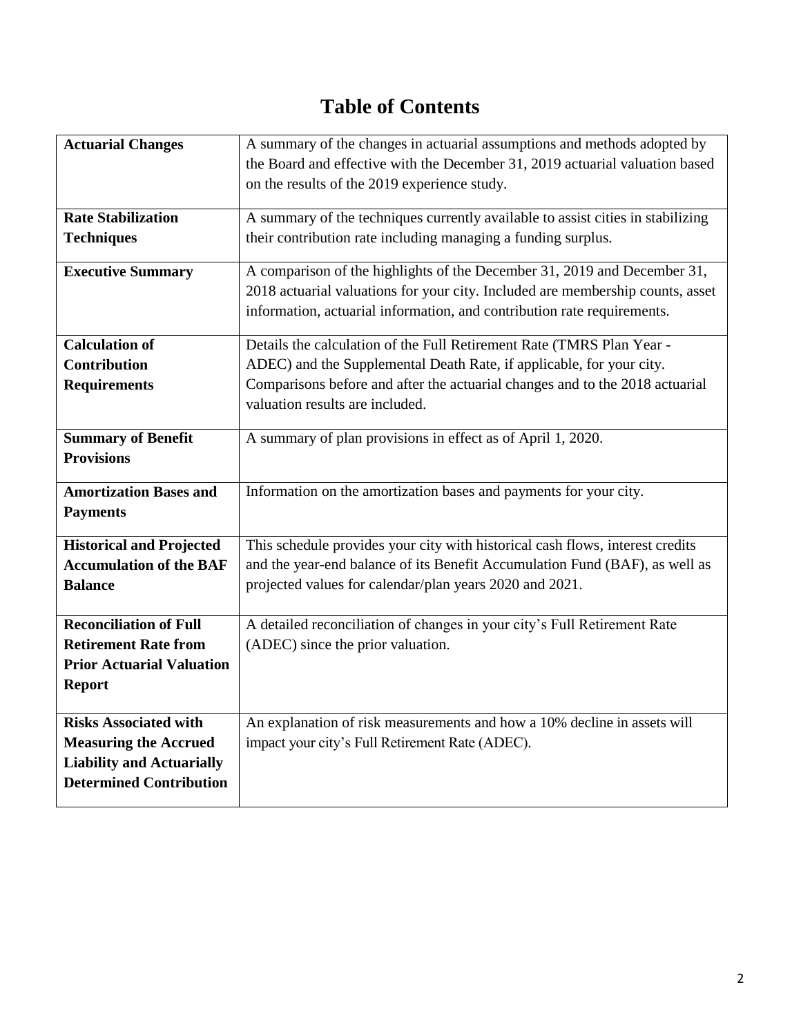# Table of Contents

| | |
|---|---|
| **Actuarial Changes** | A summary of the changes in actuarial assumptions and methods adopted by the Board and effective with the December 31, 2019 actuarial valuation based on the results of the 2019 experience study. |
| **Rate Stabilization Techniques** | A summary of the techniques currently available to assist cities in stabilizing their contribution rate including managing a funding surplus. |
| **Executive Summary** | A comparison of the highlights of the December 31, 2019 and December 31, 2018 actuarial valuations for your city. Included are membership counts, asset information, actuarial information, and contribution rate requirements. |
| **Calculation of Contribution Requirements** | Details the calculation of the Full Retirement Rate (TMRS Plan Year - ADEC) and the Supplemental Death Rate, if applicable, for your city. Comparisons before and after the actuarial changes and to the 2018 actuarial valuation results are included. |
| **Summary of Benefit Provisions** | A summary of plan provisions in effect as of April 1, 2020. |
| **Amortization Bases and Payments** | Information on the amortization bases and payments for your city. |
| **Historical and Projected Accumulation of the BAF Balance** | This schedule provides your city with historical cash flows, interest credits and the year-end balance of its Benefit Accumulation Fund (BAF), as well as projected values for calendar/plan years 2020 and 2021. |
| **Reconciliation of Full Retirement Rate from Prior Actuarial Valuation Report** | A detailed reconciliation of changes in your city's Full Retirement Rate (ADEC) since the prior valuation. |
| **Risks Associated with Measuring the Accrued Liability and Actuarially Determined Contribution** | An explanation of risk measurements and how a 10% decline in assets will impact your city's Full Retirement Rate (ADEC). |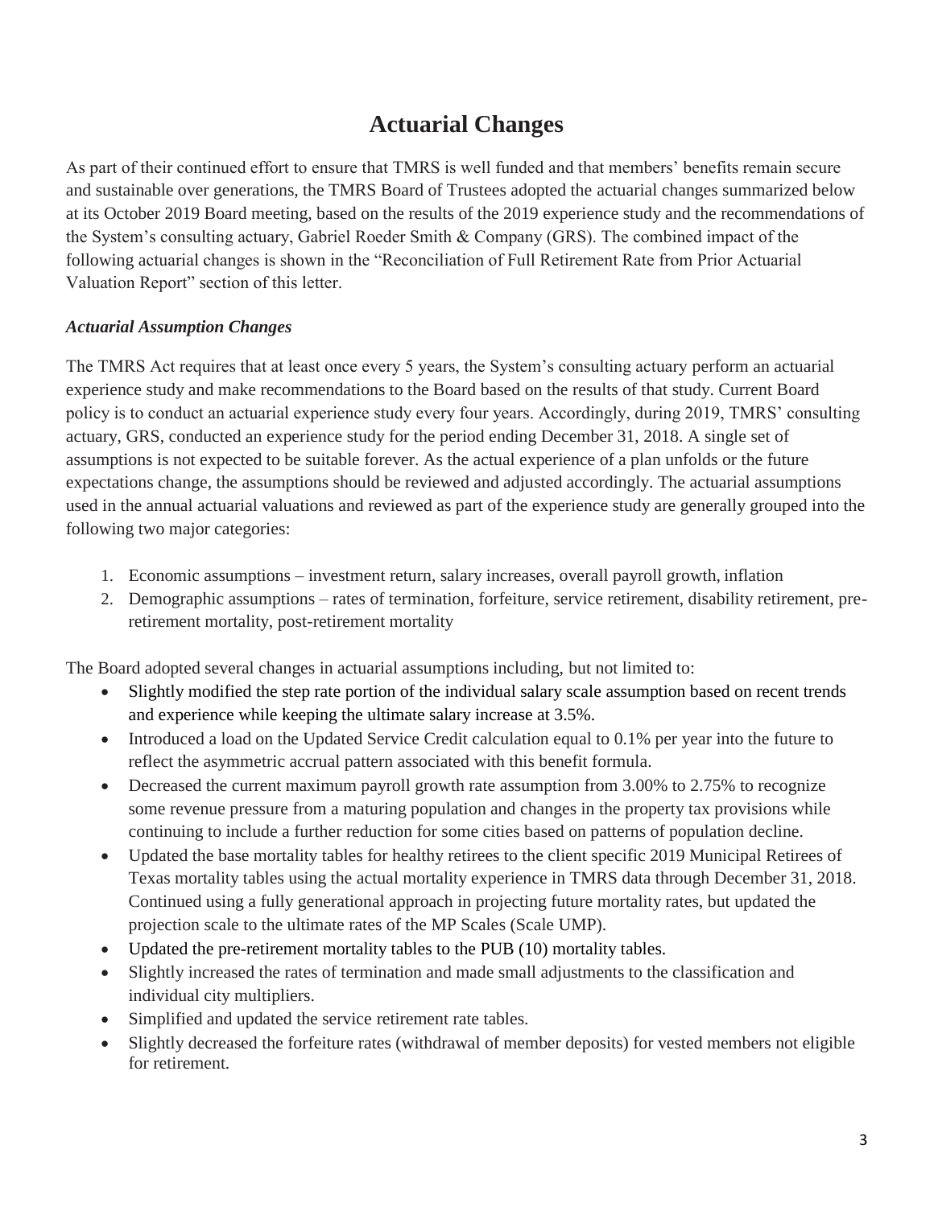# Actuarial Changes

As part of their continued effort to ensure that TMRS is well funded and that members' benefits remain secure and sustainable over generations, the TMRS Board of Trustees adopted the actuarial changes summarized below at its October 2019 Board meeting, based on the results of the 2019 experience study and the recommendations of the System's consulting actuary, Gabriel Roeder Smith & Company (GRS). The combined impact of the following actuarial changes is shown in the "Reconciliation of Full Retirement Rate from Prior Actuarial Valuation Report" section of this letter.

### *Actuarial Assumption Changes*

The TMRS Act requires that at least once every 5 years, the System's consulting actuary perform an actuarial experience study and make recommendations to the Board based on the results of that study. Current Board policy is to conduct an actuarial experience study every four years. Accordingly, during 2019, TMRS' consulting actuary, GRS, conducted an experience study for the period ending December 31, 2018. A single set of assumptions is not expected to be suitable forever. As the actual experience of a plan unfolds or the future expectations change, the assumptions should be reviewed and adjusted accordingly. The actuarial assumptions used in the annual actuarial valuations and reviewed as part of the experience study are generally grouped into the following two major categories:

1. Economic assumptions – investment return, salary increases, overall payroll growth, inflation
2. Demographic assumptions – rates of termination, forfeiture, service retirement, disability retirement, pre-retirement mortality, post-retirement mortality

The Board adopted several changes in actuarial assumptions including, but not limited to:

- Slightly modified the step rate portion of the individual salary scale assumption based on recent trends and experience while keeping the ultimate salary increase at 3.5%.
- Introduced a load on the Updated Service Credit calculation equal to 0.1% per year into the future to reflect the asymmetric accrual pattern associated with this benefit formula.
- Decreased the current maximum payroll growth rate assumption from 3.00% to 2.75% to recognize some revenue pressure from a maturing population and changes in the property tax provisions while continuing to include a further reduction for some cities based on patterns of population decline.
- Updated the base mortality tables for healthy retirees to the client specific 2019 Municipal Retirees of Texas mortality tables using the actual mortality experience in TMRS data through December 31, 2018. Continued using a fully generational approach in projecting future mortality rates, but updated the projection scale to the ultimate rates of the MP Scales (Scale UMP).
- Updated the pre-retirement mortality tables to the PUB (10) mortality tables.
- Slightly increased the rates of termination and made small adjustments to the classification and individual city multipliers.
- Simplified and updated the service retirement rate tables.
- Slightly decreased the forfeiture rates (withdrawal of member deposits) for vested members not eligible for retirement.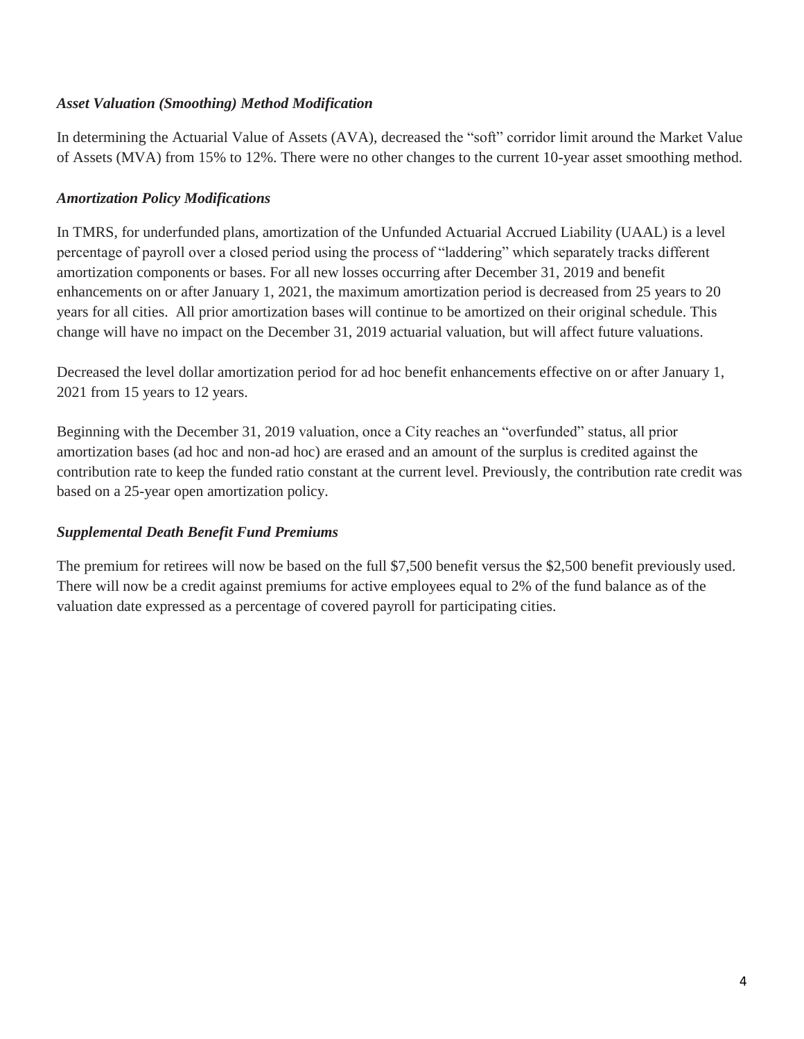***Asset Valuation (Smoothing) Method Modification***

In determining the Actuarial Value of Assets (AVA), decreased the "soft" corridor limit around the Market Value of Assets (MVA) from 15% to 12%. There were no other changes to the current 10-year asset smoothing method.

***Amortization Policy Modifications***

In TMRS, for underfunded plans, amortization of the Unfunded Actuarial Accrued Liability (UAAL) is a level percentage of payroll over a closed period using the process of "laddering" which separately tracks different amortization components or bases. For all new losses occurring after December 31, 2019 and benefit enhancements on or after January 1, 2021, the maximum amortization period is decreased from 25 years to 20 years for all cities. All prior amortization bases will continue to be amortized on their original schedule. This change will have no impact on the December 31, 2019 actuarial valuation, but will affect future valuations.

Decreased the level dollar amortization period for ad hoc benefit enhancements effective on or after January 1, 2021 from 15 years to 12 years.

Beginning with the December 31, 2019 valuation, once a City reaches an "overfunded" status, all prior amortization bases (ad hoc and non-ad hoc) are erased and an amount of the surplus is credited against the contribution rate to keep the funded ratio constant at the current level. Previously, the contribution rate credit was based on a 25-year open amortization policy.

***Supplemental Death Benefit Fund Premiums***

The premium for retirees will now be based on the full $7,500 benefit versus the $2,500 benefit previously used. There will now be a credit against premiums for active employees equal to 2% of the fund balance as of the valuation date expressed as a percentage of covered payroll for participating cities.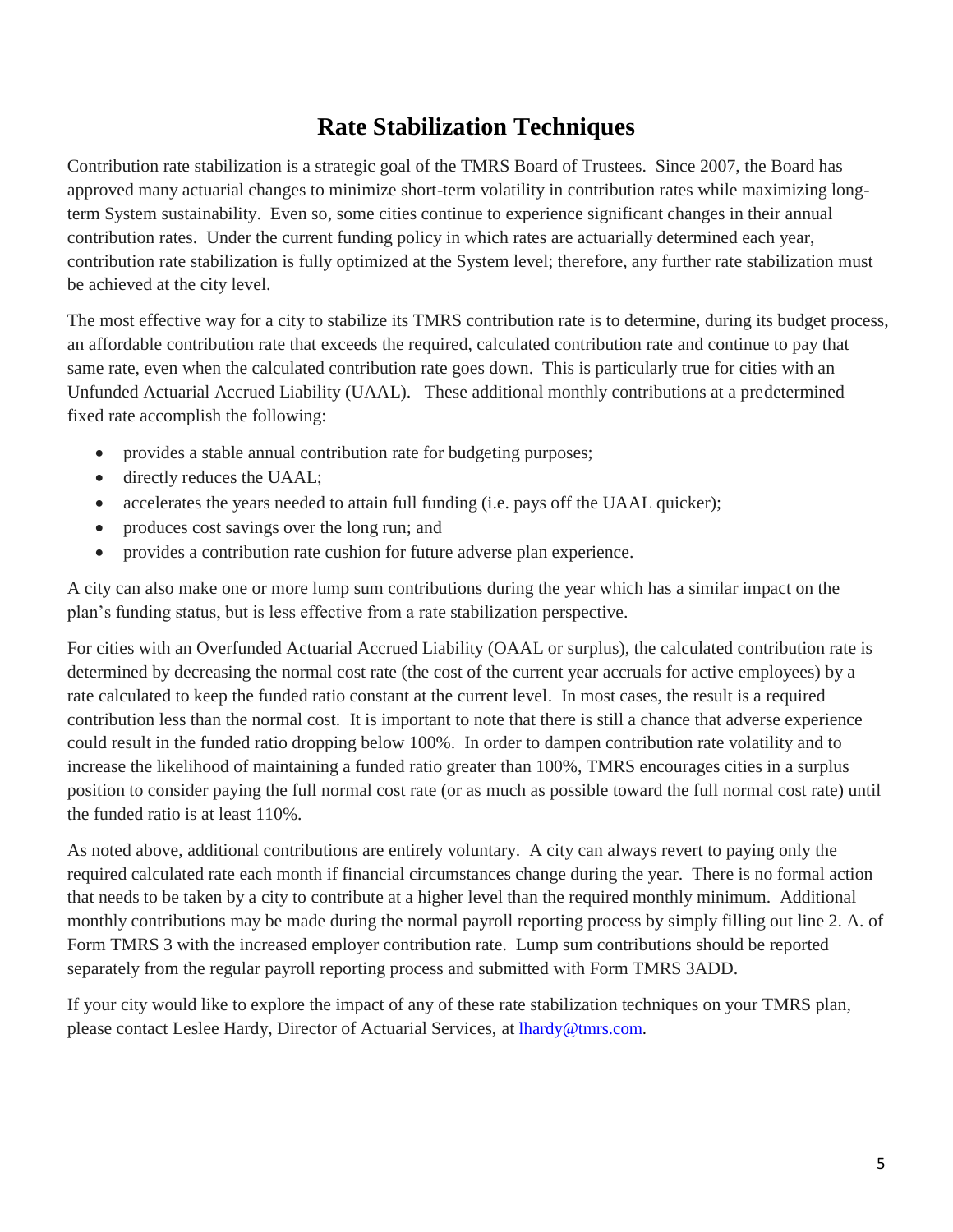# Rate Stabilization Techniques

Contribution rate stabilization is a strategic goal of the TMRS Board of Trustees. Since 2007, the Board has approved many actuarial changes to minimize short-term volatility in contribution rates while maximizing long-term System sustainability. Even so, some cities continue to experience significant changes in their annual contribution rates. Under the current funding policy in which rates are actuarially determined each year, contribution rate stabilization is fully optimized at the System level; therefore, any further rate stabilization must be achieved at the city level.

The most effective way for a city to stabilize its TMRS contribution rate is to determine, during its budget process, an affordable contribution rate that exceeds the required, calculated contribution rate and continue to pay that same rate, even when the calculated contribution rate goes down. This is particularly true for cities with an Unfunded Actuarial Accrued Liability (UAAL). These additional monthly contributions at a predetermined fixed rate accomplish the following:

- provides a stable annual contribution rate for budgeting purposes;
- directly reduces the UAAL;
- accelerates the years needed to attain full funding (i.e. pays off the UAAL quicker);
- produces cost savings over the long run; and
- provides a contribution rate cushion for future adverse plan experience.

A city can also make one or more lump sum contributions during the year which has a similar impact on the plan's funding status, but is less effective from a rate stabilization perspective.

For cities with an Overfunded Actuarial Accrued Liability (OAAL or surplus), the calculated contribution rate is determined by decreasing the normal cost rate (the cost of the current year accruals for active employees) by a rate calculated to keep the funded ratio constant at the current level. In most cases, the result is a required contribution less than the normal cost. It is important to note that there is still a chance that adverse experience could result in the funded ratio dropping below 100%. In order to dampen contribution rate volatility and to increase the likelihood of maintaining a funded ratio greater than 100%, TMRS encourages cities in a surplus position to consider paying the full normal cost rate (or as much as possible toward the full normal cost rate) until the funded ratio is at least 110%.

As noted above, additional contributions are entirely voluntary. A city can always revert to paying only the required calculated rate each month if financial circumstances change during the year. There is no formal action that needs to be taken by a city to contribute at a higher level than the required monthly minimum. Additional monthly contributions may be made during the normal payroll reporting process by simply filling out line 2. A. of Form TMRS 3 with the increased employer contribution rate. Lump sum contributions should be reported separately from the regular payroll reporting process and submitted with Form TMRS 3ADD.

If your city would like to explore the impact of any of these rate stabilization techniques on your TMRS plan, please contact Leslee Hardy, Director of Actuarial Services, at lhardy@tmrs.com.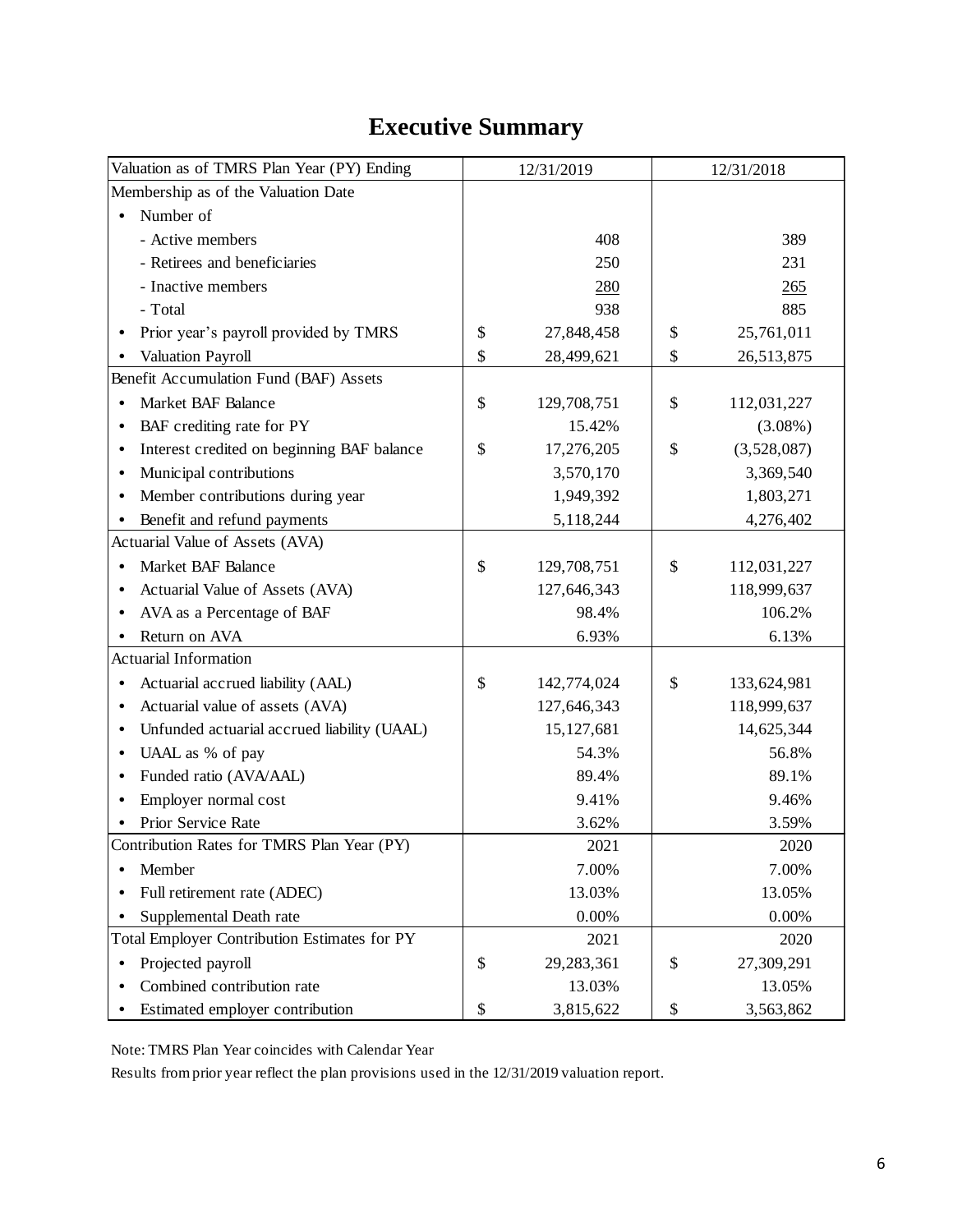# Executive Summary

| Valuation as of TMRS Plan Year (PY) Ending | 12/31/2019 | 12/31/2018 |
|---|---|---|
| Membership as of the Valuation Date | | |
| • Number of | | |
| - Active members | 408 | 389 |
| - Retirees and beneficiaries | 250 | 231 |
| - Inactive members | 280 | 265 |
| - Total | 938 | 885 |
| • Prior year's payroll provided by TMRS | $ 27,848,458 | $ 25,761,011 |
| • Valuation Payroll | $ 28,499,621 | $ 26,513,875 |
| Benefit Accumulation Fund (BAF) Assets | | |
| • Market BAF Balance | $ 129,708,751 | $ 112,031,227 |
| • BAF crediting rate for PY | 15.42% | (3.08%) |
| • Interest credited on beginning BAF balance | $ 17,276,205 | $ (3,528,087) |
| • Municipal contributions | 3,570,170 | 3,369,540 |
| • Member contributions during year | 1,949,392 | 1,803,271 |
| • Benefit and refund payments | 5,118,244 | 4,276,402 |
| Actuarial Value of Assets (AVA) | | |
| • Market BAF Balance | $ 129,708,751 | $ 112,031,227 |
| • Actuarial Value of Assets (AVA) | 127,646,343 | 118,999,637 |
| • AVA as a Percentage of BAF | 98.4% | 106.2% |
| • Return on AVA | 6.93% | 6.13% |
| Actuarial Information | | |
| • Actuarial accrued liability (AAL) | $ 142,774,024 | $ 133,624,981 |
| • Actuarial value of assets (AVA) | 127,646,343 | 118,999,637 |
| • Unfunded actuarial accrued liability (UAAL) | 15,127,681 | 14,625,344 |
| • UAAL as % of pay | 54.3% | 56.8% |
| • Funded ratio (AVA/AAL) | 89.4% | 89.1% |
| • Employer normal cost | 9.41% | 9.46% |
| • Prior Service Rate | 3.62% | 3.59% |
| Contribution Rates for TMRS Plan Year (PY) | 2021 | 2020 |
| • Member | 7.00% | 7.00% |
| • Full retirement rate (ADEC) | 13.03% | 13.05% |
| • Supplemental Death rate | 0.00% | 0.00% |
| Total Employer Contribution Estimates for PY | 2021 | 2020 |
| • Projected payroll | $ 29,283,361 | $ 27,309,291 |
| • Combined contribution rate | 13.03% | 13.05% |
| • Estimated employer contribution | $ 3,815,622 | $ 3,563,862 |

Note: TMRS Plan Year coincides with Calendar Year

Results from prior year reflect the plan provisions used in the 12/31/2019 valuation report.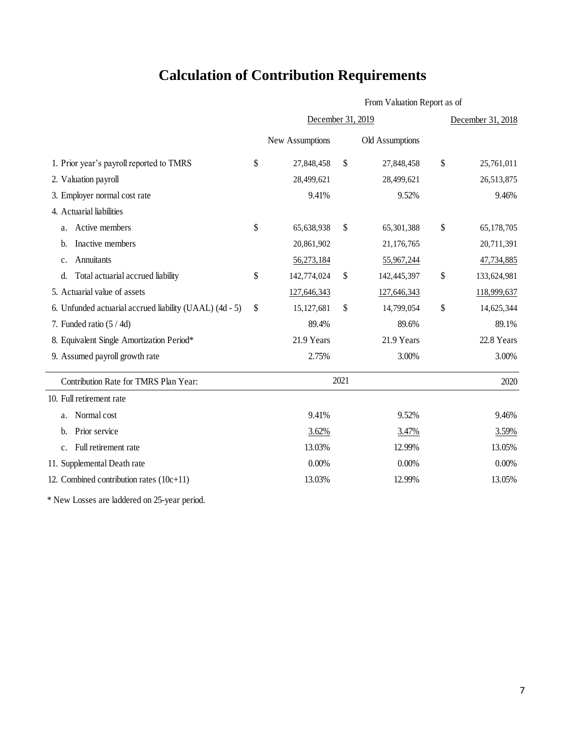# Calculation of Contribution Requirements

| | From Valuation Report as of | | |
|---|---|---|---|
| | December 31, 2019 | | December 31, 2018 |
| | New Assumptions | Old Assumptions | |
| 1. Prior year's payroll reported to TMRS | $ 27,848,458 | $ 27,848,458 | $ 25,761,011 |
| 2. Valuation payroll | 28,499,621 | 28,499,621 | 26,513,875 |
| 3. Employer normal cost rate | 9.41% | 9.52% | 9.46% |
| 4. Actuarial liabilities | | | |
| a. Active members | $ 65,638,938 | $ 65,301,388 | $ 65,178,705 |
| b. Inactive members | 20,861,902 | 21,176,765 | 20,711,391 |
| c. Annuitants | 56,273,184 | 55,967,244 | 47,734,885 |
| d. Total actuarial accrued liability | $ 142,774,024 | $ 142,445,397 | $ 133,624,981 |
| 5. Actuarial value of assets | 127,646,343 | 127,646,343 | 118,999,637 |
| 6. Unfunded actuarial accrued liability (UAAL) (4d - 5) | $ 15,127,681 | $ 14,799,054 | $ 14,625,344 |
| 7. Funded ratio (5 / 4d) | 89.4% | 89.6% | 89.1% |
| 8. Equivalent Single Amortization Period* | 21.9 Years | 21.9 Years | 22.8 Years |
| 9. Assumed payroll growth rate | 2.75% | 3.00% | 3.00% |
| **Contribution Rate for TMRS Plan Year:** | 2021 | | 2020 |
| 10. Full retirement rate | | | |
| a. Normal cost | 9.41% | 9.52% | 9.46% |
| b. Prior service | 3.62% | 3.47% | 3.59% |
| c. Full retirement rate | 13.03% | 12.99% | 13.05% |
| 11. Supplemental Death rate | 0.00% | 0.00% | 0.00% |
| 12. Combined contribution rates (10c+11) | 13.03% | 12.99% | 13.05% |

* New Losses are laddered on 25-year period.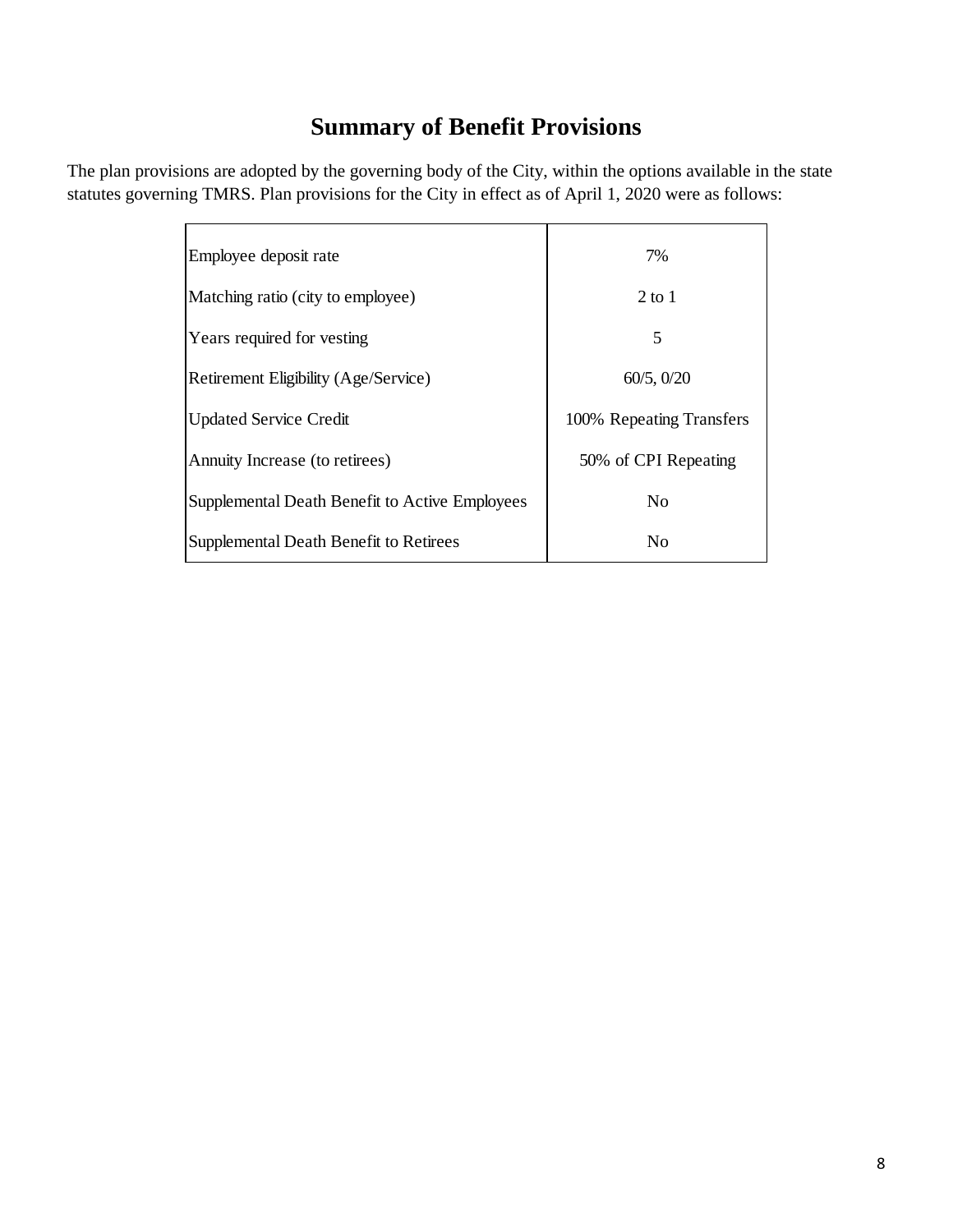# Summary of Benefit Provisions

The plan provisions are adopted by the governing body of the City, within the options available in the state statutes governing TMRS. Plan provisions for the City in effect as of April 1, 2020 were as follows:

| | |
|---|---|
| Employee deposit rate | 7% |
| Matching ratio (city to employee) | 2 to 1 |
| Years required for vesting | 5 |
| Retirement Eligibility (Age/Service) | 60/5, 0/20 |
| Updated Service Credit | 100% Repeating Transfers |
| Annuity Increase (to retirees) | 50% of CPI Repeating |
| Supplemental Death Benefit to Active Employees | No |
| Supplemental Death Benefit to Retirees | No |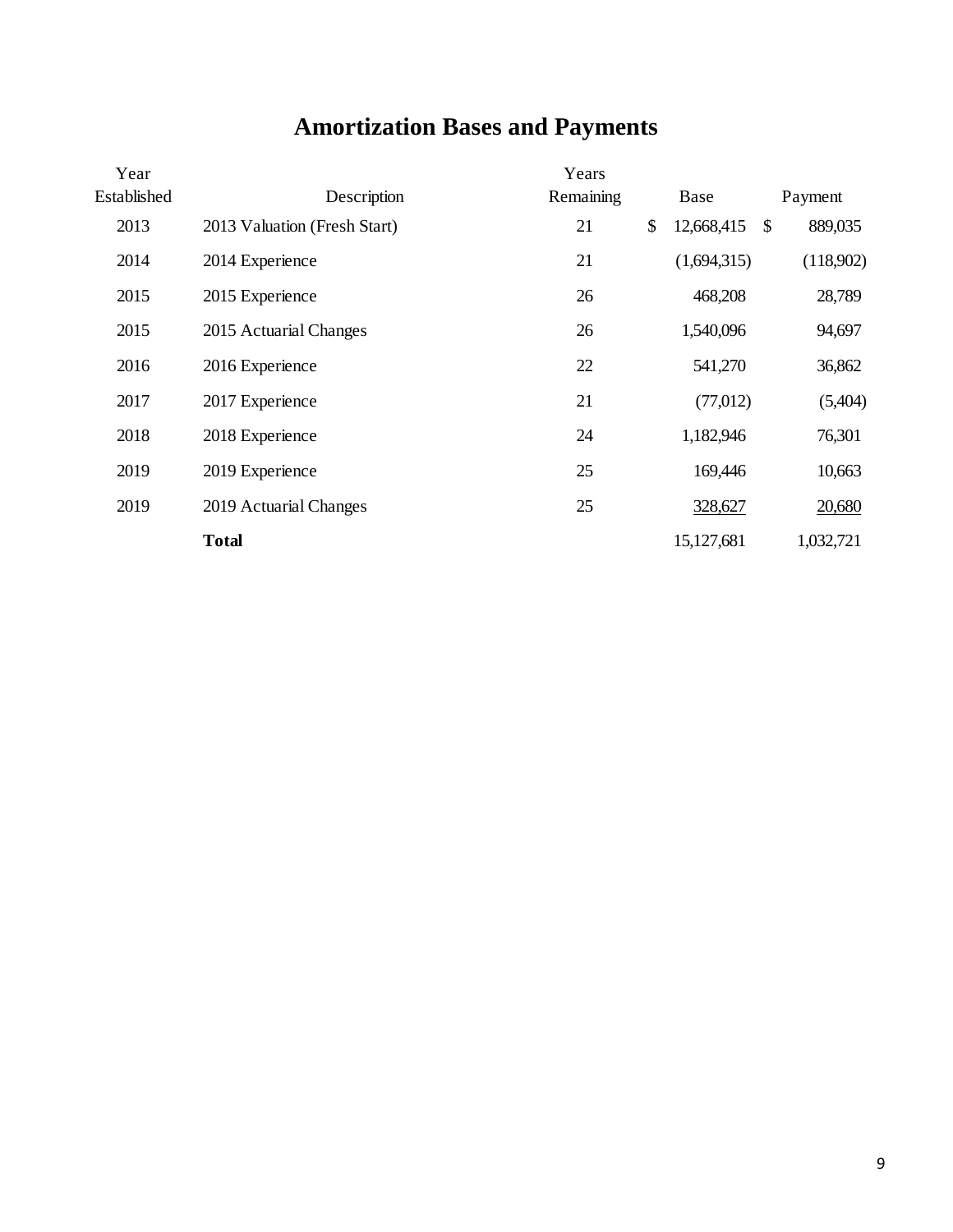# Amortization Bases and Payments

| Year Established | Description | Years Remaining | Base | Payment |
|---|---|---|---|---|
| 2013 | 2013 Valuation (Fresh Start) | 21 | $ 12,668,415 | $ 889,035 |
| 2014 | 2014 Experience | 21 | (1,694,315) | (118,902) |
| 2015 | 2015 Experience | 26 | 468,208 | 28,789 |
| 2015 | 2015 Actuarial Changes | 26 | 1,540,096 | 94,697 |
| 2016 | 2016 Experience | 22 | 541,270 | 36,862 |
| 2017 | 2017 Experience | 21 | (77,012) | (5,404) |
| 2018 | 2018 Experience | 24 | 1,182,946 | 76,301 |
| 2019 | 2019 Experience | 25 | 169,446 | 10,663 |
| 2019 | 2019 Actuarial Changes | 25 | 328,627 | 20,680 |
| | **Total** | | 15,127,681 | 1,032,721 |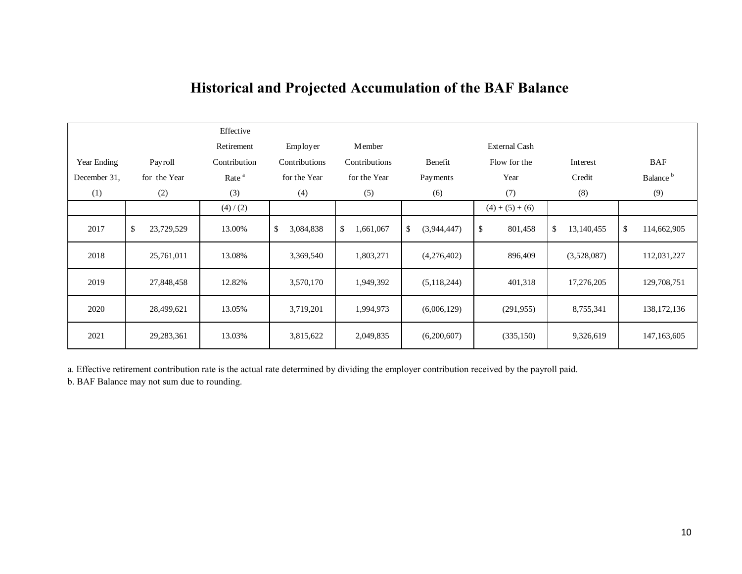# Historical and Projected Accumulation of the BAF Balance

| Year Ending December 31, (1) | Payroll for the Year (2) | Effective Retirement Contribution Rate [a] (3) | Employer Contributions for the Year (4) | Member Contributions for the Year (5) | Benefit Payments (6) | External Cash Flow for the Year (7) | Interest Credit (8) | BAF Balance [b] (9) |
|---|---|---|---|---|---|---|---|---|
| | | (4) / (2) | | | | (4) + (5) + (6) | | |
| 2017 | $ 23,729,529 | 13.00% | $ 3,084,838 | $ 1,661,067 | $ (3,944,447) | $ 801,458 | $ 13,140,455 | $ 114,662,905 |
| 2018 | 25,761,011 | 13.08% | 3,369,540 | 1,803,271 | (4,276,402) | 896,409 | (3,528,087) | 112,031,227 |
| 2019 | 27,848,458 | 12.82% | 3,570,170 | 1,949,392 | (5,118,244) | 401,318 | 17,276,205 | 129,708,751 |
| 2020 | 28,499,621 | 13.05% | 3,719,201 | 1,994,973 | (6,006,129) | (291,955) | 8,755,341 | 138,172,136 |
| 2021 | 29,283,361 | 13.03% | 3,815,622 | 2,049,835 | (6,200,607) | (335,150) | 9,326,619 | 147,163,605 |

a. Effective retirement contribution rate is the actual rate determined by dividing the employer contribution received by the payroll paid.

b. BAF Balance may not sum due to rounding.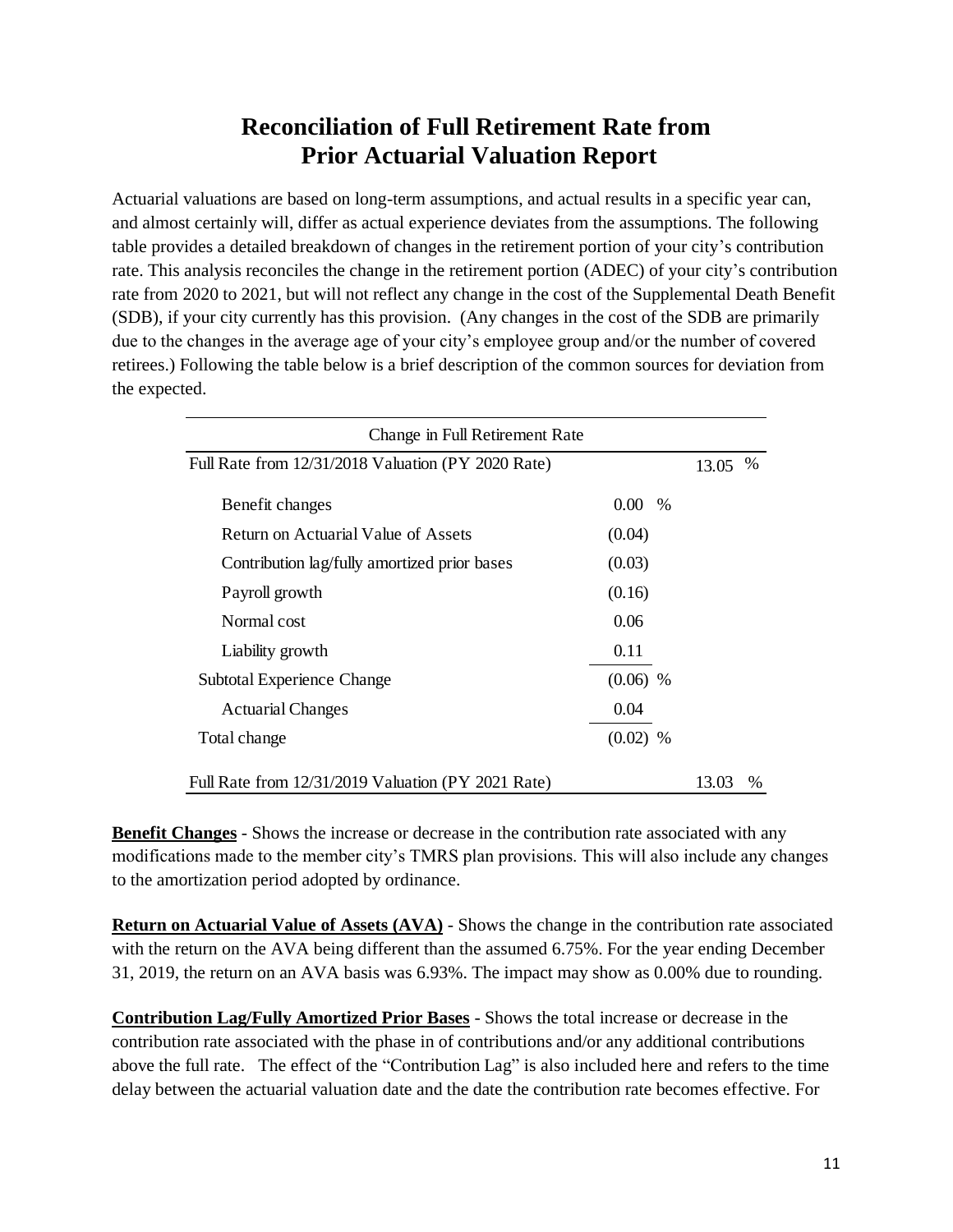# Reconciliation of Full Retirement Rate from Prior Actuarial Valuation Report

Actuarial valuations are based on long-term assumptions, and actual results in a specific year can, and almost certainly will, differ as actual experience deviates from the assumptions. The following table provides a detailed breakdown of changes in the retirement portion of your city's contribution rate. This analysis reconciles the change in the retirement portion (ADEC) of your city's contribution rate from 2020 to 2021, but will not reflect any change in the cost of the Supplemental Death Benefit (SDB), if your city currently has this provision. (Any changes in the cost of the SDB are primarily due to the changes in the average age of your city's employee group and/or the number of covered retirees.) Following the table below is a brief description of the common sources for deviation from the expected.

| Change in Full Retirement Rate | | |
|---|---|---|
| Full Rate from 12/31/2018 Valuation (PY 2020 Rate) | | 13.05 % |
| Benefit changes | 0.00 % | |
| Return on Actuarial Value of Assets | (0.04) | |
| Contribution lag/fully amortized prior bases | (0.03) | |
| Payroll growth | (0.16) | |
| Normal cost | 0.06 | |
| Liability growth | 0.11 | |
| Subtotal Experience Change | (0.06) % | |
| Actuarial Changes | 0.04 | |
| Total change | (0.02) % | |
| Full Rate from 12/31/2019 Valuation (PY 2021 Rate) | | 13.03 % |

**Benefit Changes** - Shows the increase or decrease in the contribution rate associated with any modifications made to the member city's TMRS plan provisions. This will also include any changes to the amortization period adopted by ordinance.

**Return on Actuarial Value of Assets (AVA)** - Shows the change in the contribution rate associated with the return on the AVA being different than the assumed 6.75%. For the year ending December 31, 2019, the return on an AVA basis was 6.93%. The impact may show as 0.00% due to rounding.

**Contribution Lag/Fully Amortized Prior Bases** - Shows the total increase or decrease in the contribution rate associated with the phase in of contributions and/or any additional contributions above the full rate. The effect of the "Contribution Lag" is also included here and refers to the time delay between the actuarial valuation date and the date the contribution rate becomes effective. For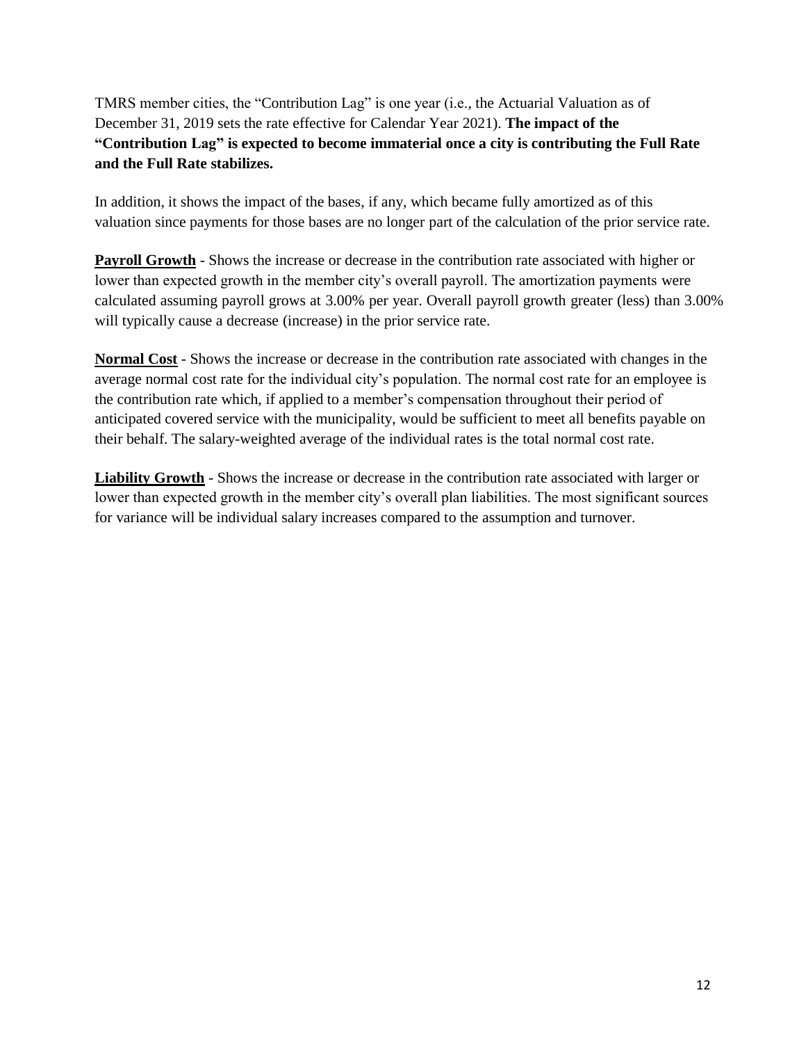TMRS member cities, the "Contribution Lag" is one year (i.e., the Actuarial Valuation as of December 31, 2019 sets the rate effective for Calendar Year 2021). **The impact of the "Contribution Lag" is expected to become immaterial once a city is contributing the Full Rate and the Full Rate stabilizes.**

In addition, it shows the impact of the bases, if any, which became fully amortized as of this valuation since payments for those bases are no longer part of the calculation of the prior service rate.

**<u>Payroll Growth</u>** - Shows the increase or decrease in the contribution rate associated with higher or lower than expected growth in the member city's overall payroll. The amortization payments were calculated assuming payroll grows at 3.00% per year. Overall payroll growth greater (less) than 3.00% will typically cause a decrease (increase) in the prior service rate.

**<u>Normal Cost</u>** - Shows the increase or decrease in the contribution rate associated with changes in the average normal cost rate for the individual city's population. The normal cost rate for an employee is the contribution rate which, if applied to a member's compensation throughout their period of anticipated covered service with the municipality, would be sufficient to meet all benefits payable on their behalf. The salary-weighted average of the individual rates is the total normal cost rate.

**<u>Liability Growth</u>** - Shows the increase or decrease in the contribution rate associated with larger or lower than expected growth in the member city's overall plan liabilities. The most significant sources for variance will be individual salary increases compared to the assumption and turnover.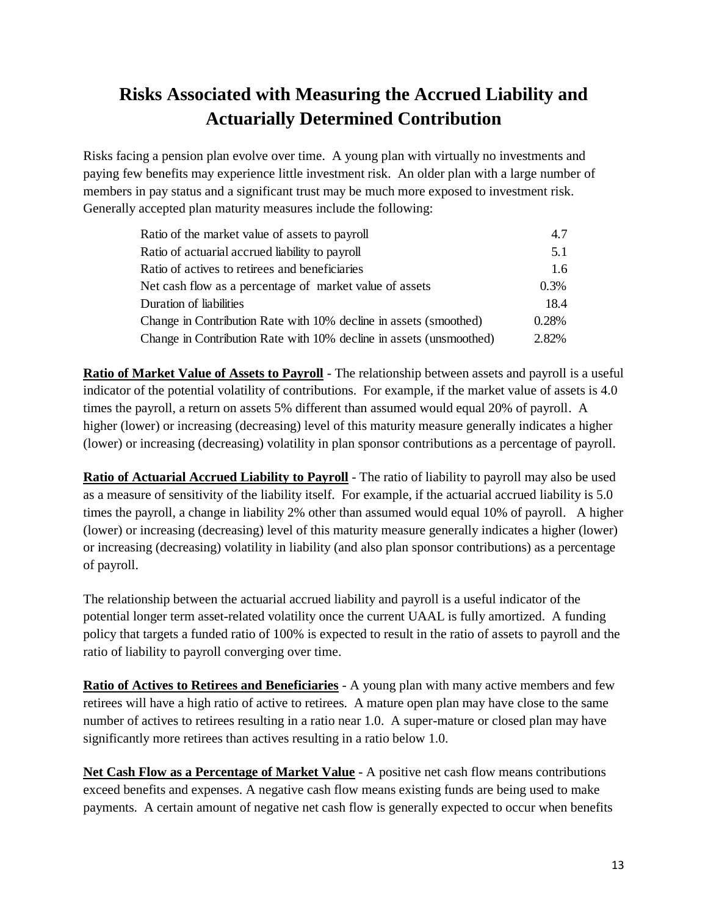# Risks Associated with Measuring the Accrued Liability and Actuarially Determined Contribution

Risks facing a pension plan evolve over time. A young plan with virtually no investments and paying few benefits may experience little investment risk. An older plan with a large number of members in pay status and a significant trust may be much more exposed to investment risk. Generally accepted plan maturity measures include the following:

| | |
|---|---|
| Ratio of the market value of assets to payroll | 4.7 |
| Ratio of actuarial accrued liability to payroll | 5.1 |
| Ratio of actives to retirees and beneficiaries | 1.6 |
| Net cash flow as a percentage of market value of assets | 0.3% |
| Duration of liabilities | 18.4 |
| Change in Contribution Rate with 10% decline in assets (smoothed) | 0.28% |
| Change in Contribution Rate with 10% decline in assets (unsmoothed) | 2.82% |

**Ratio of Market Value of Assets to Payroll** - The relationship between assets and payroll is a useful indicator of the potential volatility of contributions. For example, if the market value of assets is 4.0 times the payroll, a return on assets 5% different than assumed would equal 20% of payroll. A higher (lower) or increasing (decreasing) level of this maturity measure generally indicates a higher (lower) or increasing (decreasing) volatility in plan sponsor contributions as a percentage of payroll.

**Ratio of Actuarial Accrued Liability to Payroll** - The ratio of liability to payroll may also be used as a measure of sensitivity of the liability itself. For example, if the actuarial accrued liability is 5.0 times the payroll, a change in liability 2% other than assumed would equal 10% of payroll. A higher (lower) or increasing (decreasing) level of this maturity measure generally indicates a higher (lower) or increasing (decreasing) volatility in liability (and also plan sponsor contributions) as a percentage of payroll.

The relationship between the actuarial accrued liability and payroll is a useful indicator of the potential longer term asset-related volatility once the current UAAL is fully amortized. A funding policy that targets a funded ratio of 100% is expected to result in the ratio of assets to payroll and the ratio of liability to payroll converging over time.

**Ratio of Actives to Retirees and Beneficiaries** - A young plan with many active members and few retirees will have a high ratio of active to retirees. A mature open plan may have close to the same number of actives to retirees resulting in a ratio near 1.0. A super-mature or closed plan may have significantly more retirees than actives resulting in a ratio below 1.0.

**Net Cash Flow as a Percentage of Market Value** - A positive net cash flow means contributions exceed benefits and expenses. A negative cash flow means existing funds are being used to make payments. A certain amount of negative net cash flow is generally expected to occur when benefits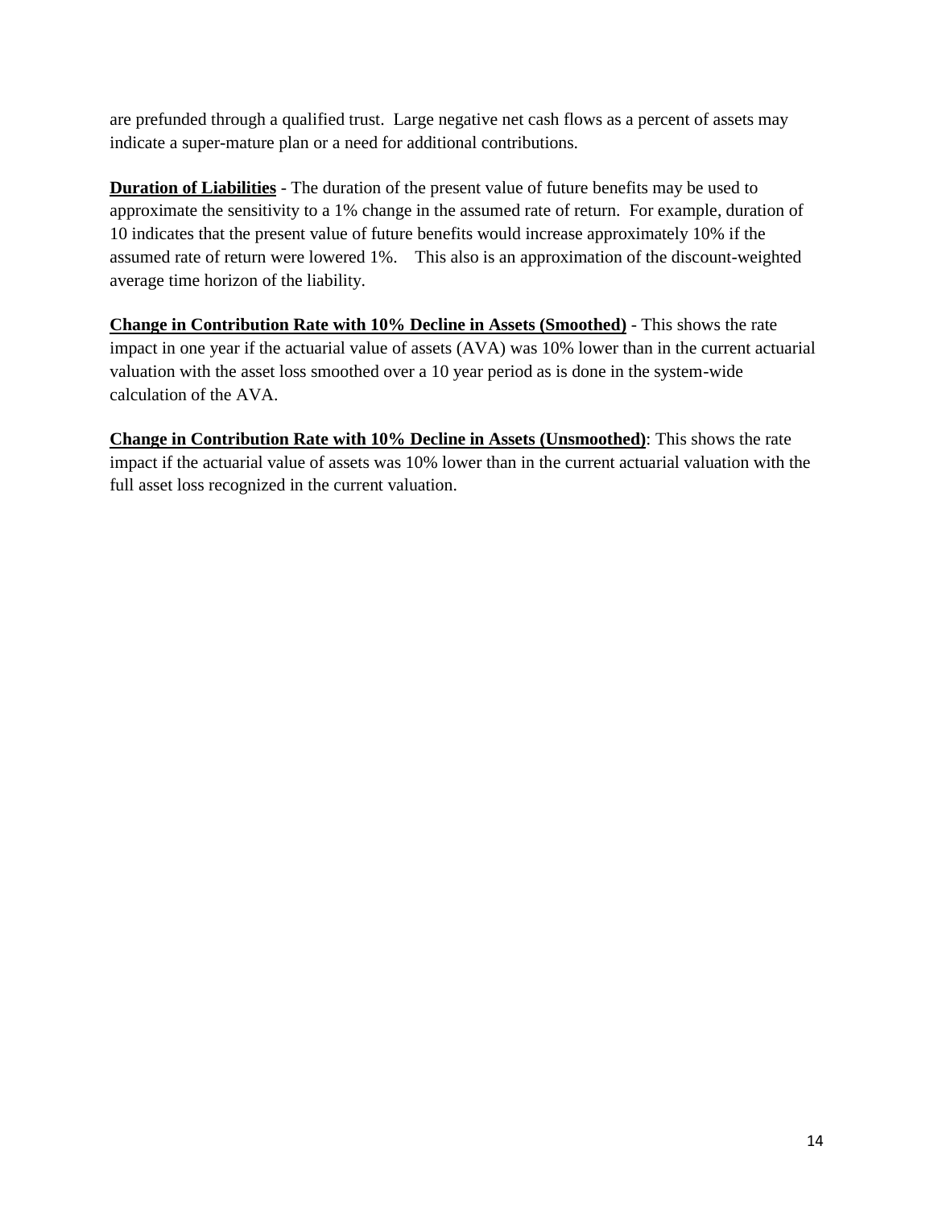are prefunded through a qualified trust. Large negative net cash flows as a percent of assets may indicate a super-mature plan or a need for additional contributions.

**Duration of Liabilities** - The duration of the present value of future benefits may be used to approximate the sensitivity to a 1% change in the assumed rate of return. For example, duration of 10 indicates that the present value of future benefits would increase approximately 10% if the assumed rate of return were lowered 1%. This also is an approximation of the discount-weighted average time horizon of the liability.

**Change in Contribution Rate with 10% Decline in Assets (Smoothed)** - This shows the rate impact in one year if the actuarial value of assets (AVA) was 10% lower than in the current actuarial valuation with the asset loss smoothed over a 10 year period as is done in the system-wide calculation of the AVA.

**Change in Contribution Rate with 10% Decline in Assets (Unsmoothed)**: This shows the rate impact if the actuarial value of assets was 10% lower than in the current actuarial valuation with the full asset loss recognized in the current valuation.